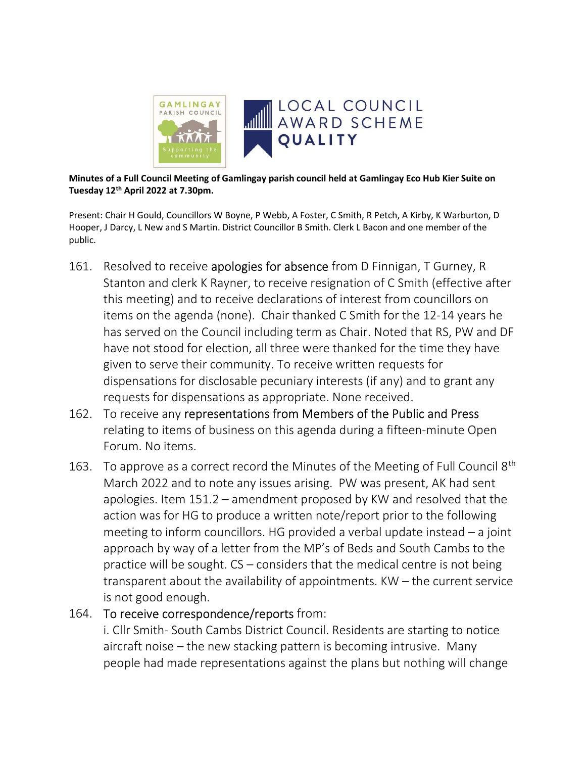**Minutes of a Full Council Meeting of Gamlingay parish council held at Gamlingay Eco Hub Kier Suite on Tuesday 12th April 2022 at 7.30pm.**

Present: Chair H Gould, Councillors W Boyne, P Webb, A Foster, C Smith, R Petch, A Kirby, K Warburton, D Hooper, J Darcy, L New and S Martin. District Councillor B Smith. Clerk L Bacon and one member of the public.

161. Resolved to receive apologies for absence from D Finnigan, T Gurney, R Stanton and clerk K Rayner, to receive resignation of C Smith (effective after this meeting) and to receive declarations of interest from councillors on items on the agenda (none). Chair thanked C Smith for the 12-14 years he has served on the Council including term as Chair. Noted that RS, PW and DF have not stood for election, all three were thanked for the time they have given to serve their community. To receive written requests for dispensations for disclosable pecuniary interests (if any) and to grant any requests for dispensations as appropriate. None received.

162. To receive any representations from Members of the Public and Press relating to items of business on this agenda during a fifteen-minute Open Forum. No items.

163. To approve as a correct record the Minutes of the Meeting of Full Council 8th March 2022 and to note any issues arising. PW was present, AK had sent apologies. Item 151.2 – amendment proposed by KW and resolved that the action was for HG to produce a written note/report prior to the following meeting to inform councillors. HG provided a verbal update instead – a joint approach by way of a letter from the MP's of Beds and South Cambs to the practice will be sought. CS – considers that the medical centre is not being transparent about the availability of appointments. KW – the current service is not good enough.

164. To receive correspondence/reports from:
i. Cllr Smith- South Cambs District Council. Residents are starting to notice aircraft noise – the new stacking pattern is becoming intrusive. Many people had made representations against the plans but nothing will change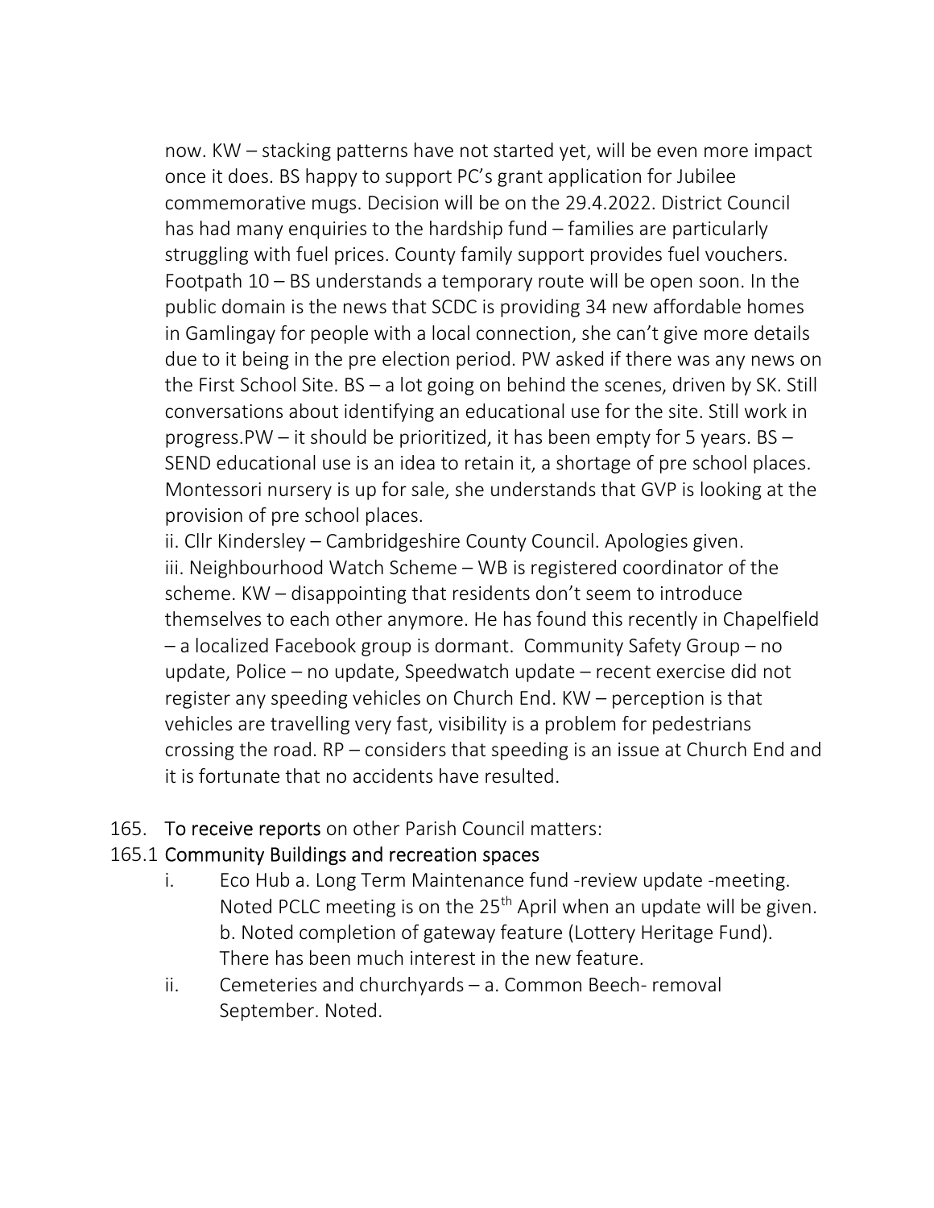now. KW – stacking patterns have not started yet, will be even more impact once it does. BS happy to support PC's grant application for Jubilee commemorative mugs. Decision will be on the 29.4.2022. District Council has had many enquiries to the hardship fund – families are particularly struggling with fuel prices. County family support provides fuel vouchers. Footpath 10 – BS understands a temporary route will be open soon. In the public domain is the news that SCDC is providing 34 new affordable homes in Gamlingay for people with a local connection, she can't give more details due to it being in the pre election period. PW asked if there was any news on the First School Site. BS – a lot going on behind the scenes, driven by SK. Still conversations about identifying an educational use for the site. Still work in progress.PW – it should be prioritized, it has been empty for 5 years. BS – SEND educational use is an idea to retain it, a shortage of pre school places. Montessori nursery is up for sale, she understands that GVP is looking at the provision of pre school places.

ii. Cllr Kindersley – Cambridgeshire County Council. Apologies given.

iii. Neighbourhood Watch Scheme – WB is registered coordinator of the scheme. KW – disappointing that residents don't seem to introduce themselves to each other anymore. He has found this recently in Chapelfield – a localized Facebook group is dormant. Community Safety Group – no update, Police – no update, Speedwatch update – recent exercise did not register any speeding vehicles on Church End. KW – perception is that vehicles are travelling very fast, visibility is a problem for pedestrians crossing the road. RP – considers that speeding is an issue at Church End and it is fortunate that no accidents have resulted.

165. To receive reports on other Parish Council matters:

165.1 Community Buildings and recreation spaces

i. Eco Hub a. Long Term Maintenance fund -review update -meeting. Noted PCLC meeting is on the 25th April when an update will be given. b. Noted completion of gateway feature (Lottery Heritage Fund). There has been much interest in the new feature.

ii. Cemeteries and churchyards – a. Common Beech- removal September. Noted.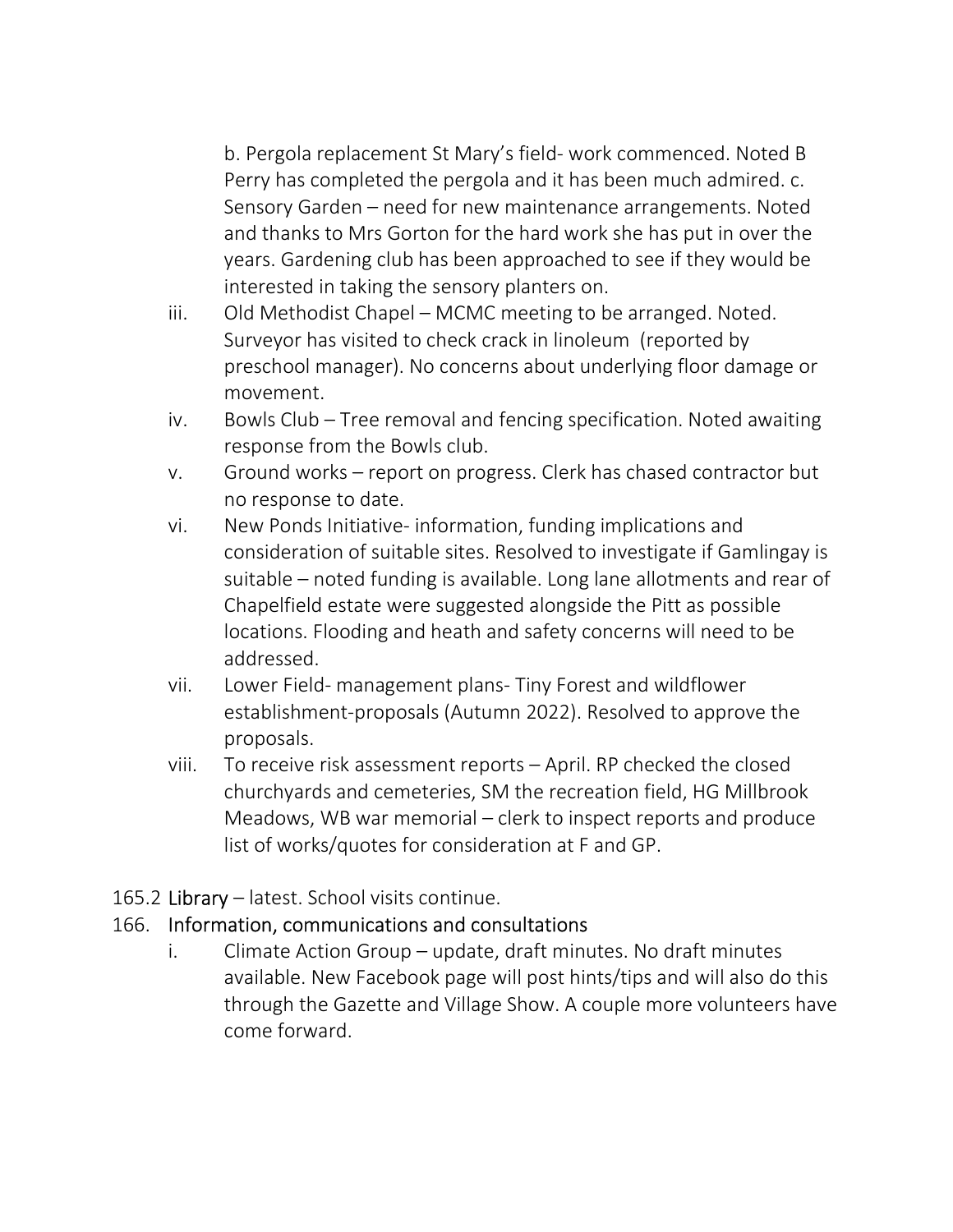b. Pergola replacement St Mary's field- work commenced. Noted B Perry has completed the pergola and it has been much admired. c. Sensory Garden – need for new maintenance arrangements. Noted and thanks to Mrs Gorton for the hard work she has put in over the years. Gardening club has been approached to see if they would be interested in taking the sensory planters on.

iii. Old Methodist Chapel – MCMC meeting to be arranged. Noted. Surveyor has visited to check crack in linoleum (reported by preschool manager). No concerns about underlying floor damage or movement.

iv. Bowls Club – Tree removal and fencing specification. Noted awaiting response from the Bowls club.

v. Ground works – report on progress. Clerk has chased contractor but no response to date.

vi. New Ponds Initiative- information, funding implications and consideration of suitable sites. Resolved to investigate if Gamlingay is suitable – noted funding is available. Long lane allotments and rear of Chapelfield estate were suggested alongside the Pitt as possible locations. Flooding and heath and safety concerns will need to be addressed.

vii. Lower Field- management plans- Tiny Forest and wildflower establishment-proposals (Autumn 2022). Resolved to approve the proposals.

viii. To receive risk assessment reports – April. RP checked the closed churchyards and cemeteries, SM the recreation field, HG Millbrook Meadows, WB war memorial – clerk to inspect reports and produce list of works/quotes for consideration at F and GP.

165.2 Library – latest. School visits continue.

166. Information, communications and consultations

i. Climate Action Group – update, draft minutes. No draft minutes available. New Facebook page will post hints/tips and will also do this through the Gazette and Village Show. A couple more volunteers have come forward.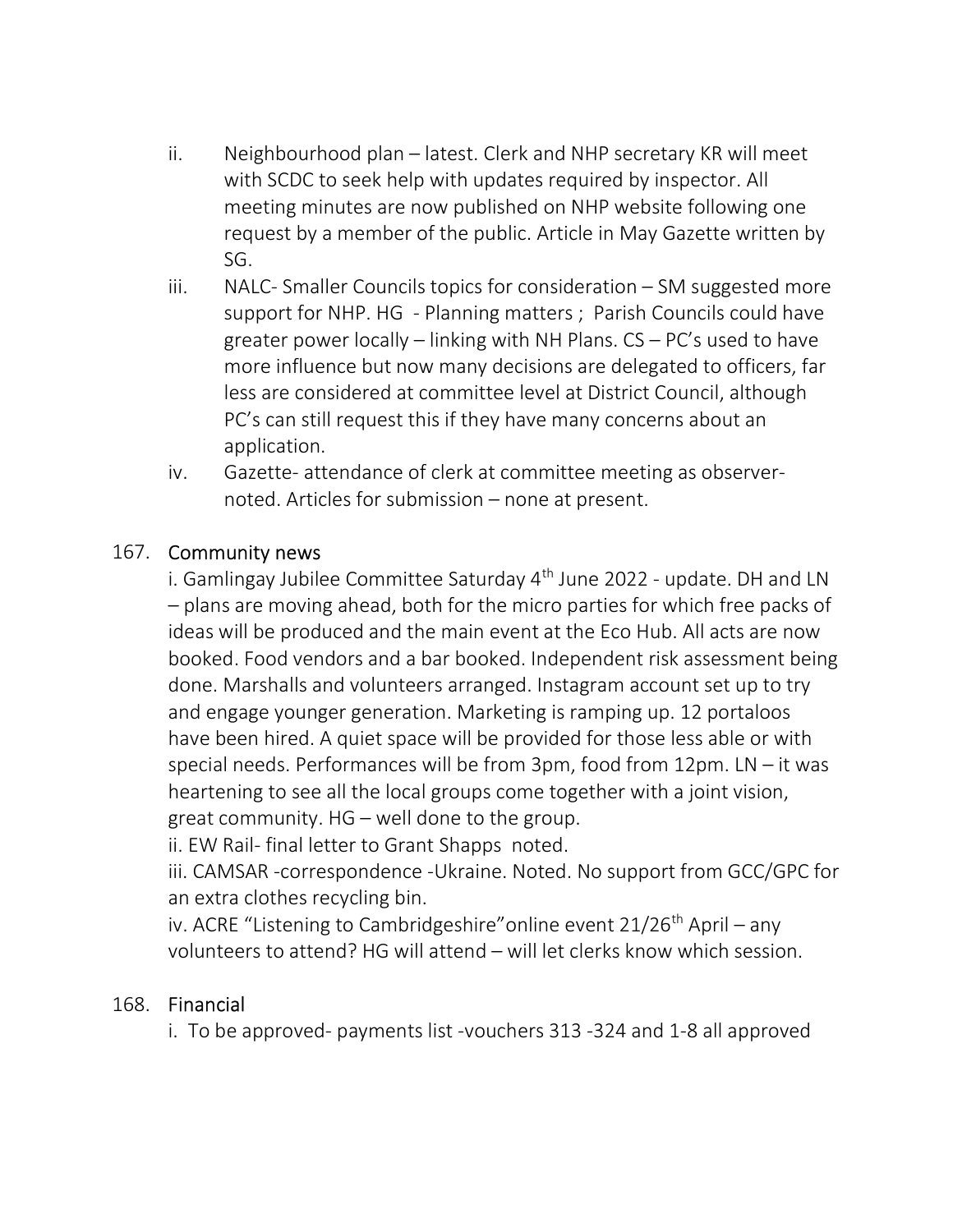ii. Neighbourhood plan – latest. Clerk and NHP secretary KR will meet with SCDC to seek help with updates required by inspector. All meeting minutes are now published on NHP website following one request by a member of the public. Article in May Gazette written by SG.

iii. NALC- Smaller Councils topics for consideration – SM suggested more support for NHP. HG - Planning matters ; Parish Councils could have greater power locally – linking with NH Plans. CS – PC's used to have more influence but now many decisions are delegated to officers, far less are considered at committee level at District Council, although PC's can still request this if they have many concerns about an application.

iv. Gazette- attendance of clerk at committee meeting as observer- noted. Articles for submission – none at present.

## 167. Community news

i. Gamlingay Jubilee Committee Saturday 4th June 2022 - update. DH and LN – plans are moving ahead, both for the micro parties for which free packs of ideas will be produced and the main event at the Eco Hub. All acts are now booked. Food vendors and a bar booked. Independent risk assessment being done. Marshalls and volunteers arranged. Instagram account set up to try and engage younger generation. Marketing is ramping up. 12 portaloos have been hired. A quiet space will be provided for those less able or with special needs. Performances will be from 3pm, food from 12pm. LN – it was heartening to see all the local groups come together with a joint vision, great community. HG – well done to the group.

ii. EW Rail- final letter to Grant Shapps noted.

iii. CAMSAR -correspondence -Ukraine. Noted. No support from GCC/GPC for an extra clothes recycling bin.

iv. ACRE "Listening to Cambridgeshire"online event 21/26th April – any volunteers to attend? HG will attend – will let clerks know which session.

## 168. Financial

i. To be approved- payments list -vouchers 313 -324 and 1-8 all approved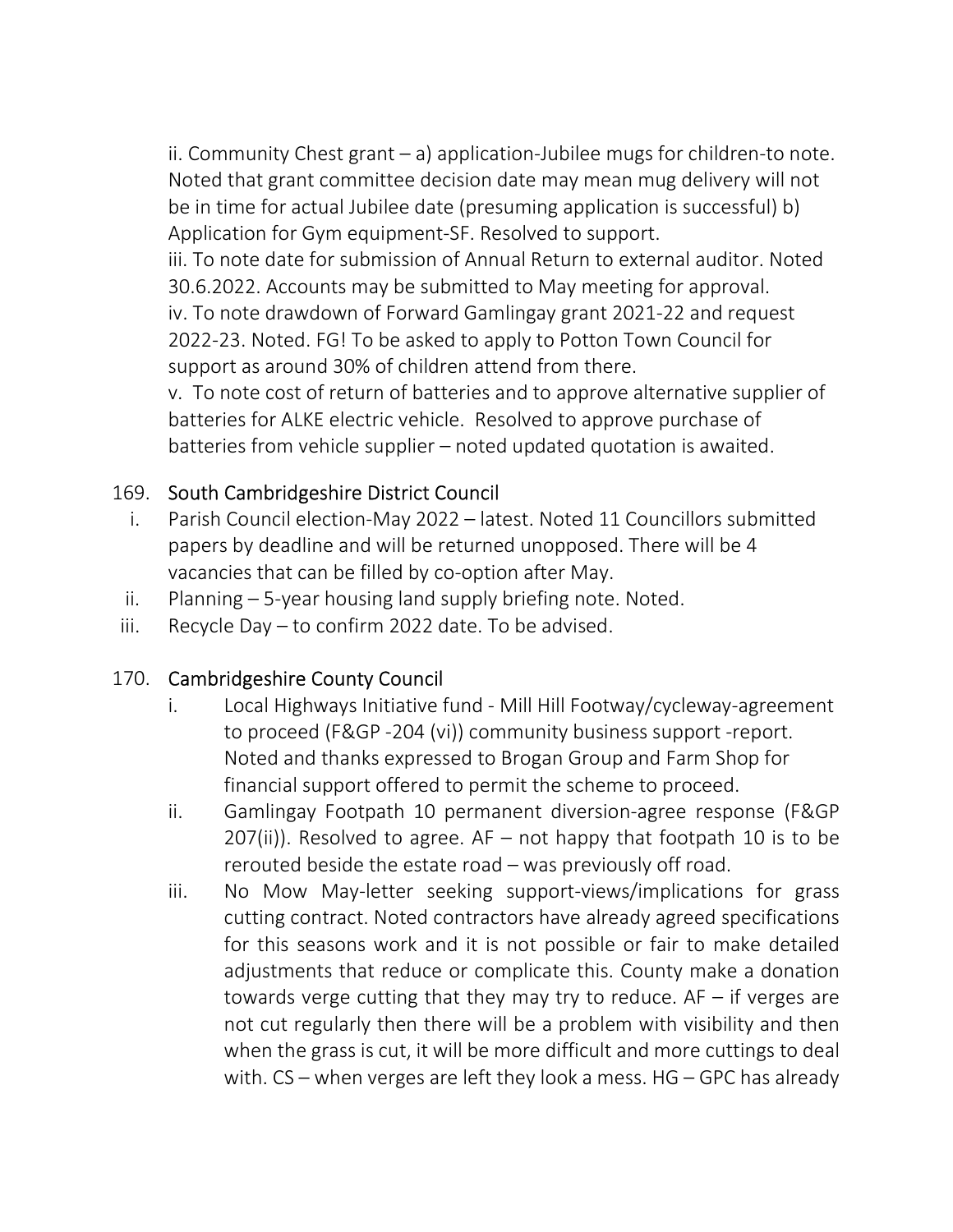ii. Community Chest grant – a) application-Jubilee mugs for children-to note. Noted that grant committee decision date may mean mug delivery will not be in time for actual Jubilee date (presuming application is successful) b) Application for Gym equipment-SF. Resolved to support.

iii. To note date for submission of Annual Return to external auditor. Noted 30.6.2022. Accounts may be submitted to May meeting for approval.

iv. To note drawdown of Forward Gamlingay grant 2021-22 and request 2022-23. Noted. FG! To be asked to apply to Potton Town Council for support as around 30% of children attend from there.

v. To note cost of return of batteries and to approve alternative supplier of batteries for ALKE electric vehicle. Resolved to approve purchase of batteries from vehicle supplier – noted updated quotation is awaited.

169. South Cambridgeshire District Council

i. Parish Council election-May 2022 – latest. Noted 11 Councillors submitted papers by deadline and will be returned unopposed. There will be 4 vacancies that can be filled by co-option after May.

ii. Planning – 5-year housing land supply briefing note. Noted.

iii. Recycle Day – to confirm 2022 date. To be advised.

170. Cambridgeshire County Council

i. Local Highways Initiative fund - Mill Hill Footway/cycleway-agreement to proceed (F&GP -204 (vi)) community business support -report. Noted and thanks expressed to Brogan Group and Farm Shop for financial support offered to permit the scheme to proceed.

ii. Gamlingay Footpath 10 permanent diversion-agree response (F&GP 207(ii)). Resolved to agree. AF – not happy that footpath 10 is to be rerouted beside the estate road – was previously off road.

iii. No Mow May-letter seeking support-views/implications for grass cutting contract. Noted contractors have already agreed specifications for this seasons work and it is not possible or fair to make detailed adjustments that reduce or complicate this. County make a donation towards verge cutting that they may try to reduce. AF – if verges are not cut regularly then there will be a problem with visibility and then when the grass is cut, it will be more difficult and more cuttings to deal with. CS – when verges are left they look a mess. HG – GPC has already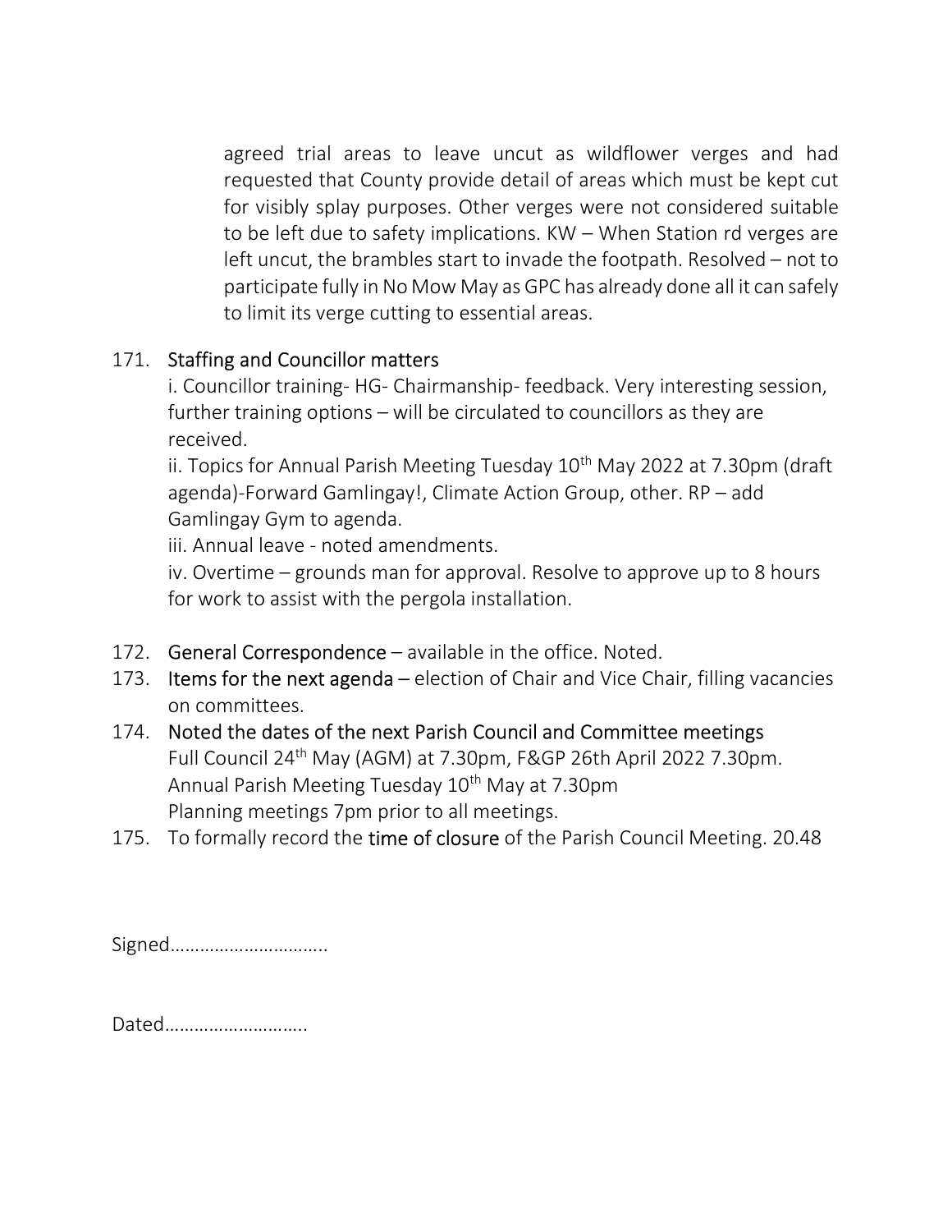agreed trial areas to leave uncut as wildflower verges and had requested that County provide detail of areas which must be kept cut for visibly splay purposes. Other verges were not considered suitable to be left due to safety implications. KW – When Station rd verges are left uncut, the brambles start to invade the footpath. Resolved – not to participate fully in No Mow May as GPC has already done all it can safely to limit its verge cutting to essential areas.

171. Staffing and Councillor matters

i. Councillor training- HG- Chairmanship- feedback. Very interesting session, further training options – will be circulated to councillors as they are received.

ii. Topics for Annual Parish Meeting Tuesday 10th May 2022 at 7.30pm (draft agenda)-Forward Gamlingay!, Climate Action Group, other. RP – add Gamlingay Gym to agenda.

iii. Annual leave - noted amendments.

iv. Overtime – grounds man for approval. Resolve to approve up to 8 hours for work to assist with the pergola installation.

172. General Correspondence – available in the office. Noted.

173. Items for the next agenda – election of Chair and Vice Chair, filling vacancies on committees.

174. Noted the dates of the next Parish Council and Committee meetings

Full Council 24th May (AGM) at 7.30pm, F&GP 26th April 2022 7.30pm.
Annual Parish Meeting Tuesday 10th May at 7.30pm
Planning meetings 7pm prior to all meetings.

175. To formally record the time of closure of the Parish Council Meeting. 20.48

Signed…………………………..

Dated……………………….